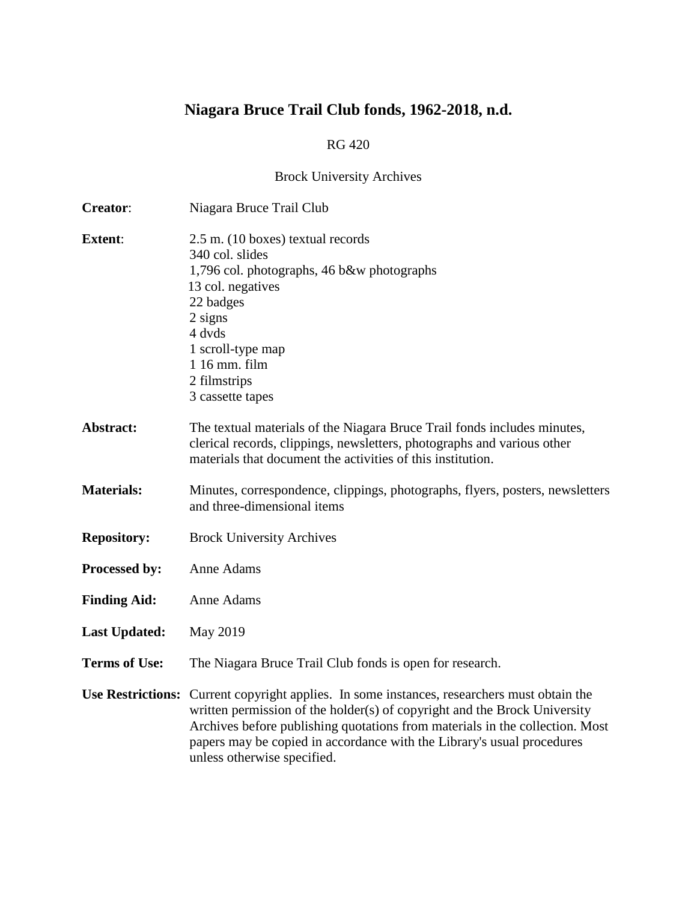# Niagara Bruce Trail Club fonds, 1962-2018, n.d.

RG 420

Brock University Archives

**Creator**: Niagara Bruce Trail Club

**Extent**: 2.5 m. (10 boxes) textual records
340 col. slides
1,796 col. photographs, 46 b&w photographs
13 col. negatives
22 badges
2 signs
4 dvds
1 scroll-type map
1 16 mm. film
2 filmstrips
3 cassette tapes

**Abstract:** The textual materials of the Niagara Bruce Trail fonds includes minutes, clerical records, clippings, newsletters, photographs and various other materials that document the activities of this institution.

**Materials:** Minutes, correspondence, clippings, photographs, flyers, posters, newsletters and three-dimensional items

**Repository:** Brock University Archives

**Processed by:** Anne Adams

**Finding Aid:** Anne Adams

**Last Updated:** May 2019

**Terms of Use:** The Niagara Bruce Trail Club fonds is open for research.

**Use Restrictions:** Current copyright applies. In some instances, researchers must obtain the written permission of the holder(s) of copyright and the Brock University Archives before publishing quotations from materials in the collection. Most papers may be copied in accordance with the Library's usual procedures unless otherwise specified.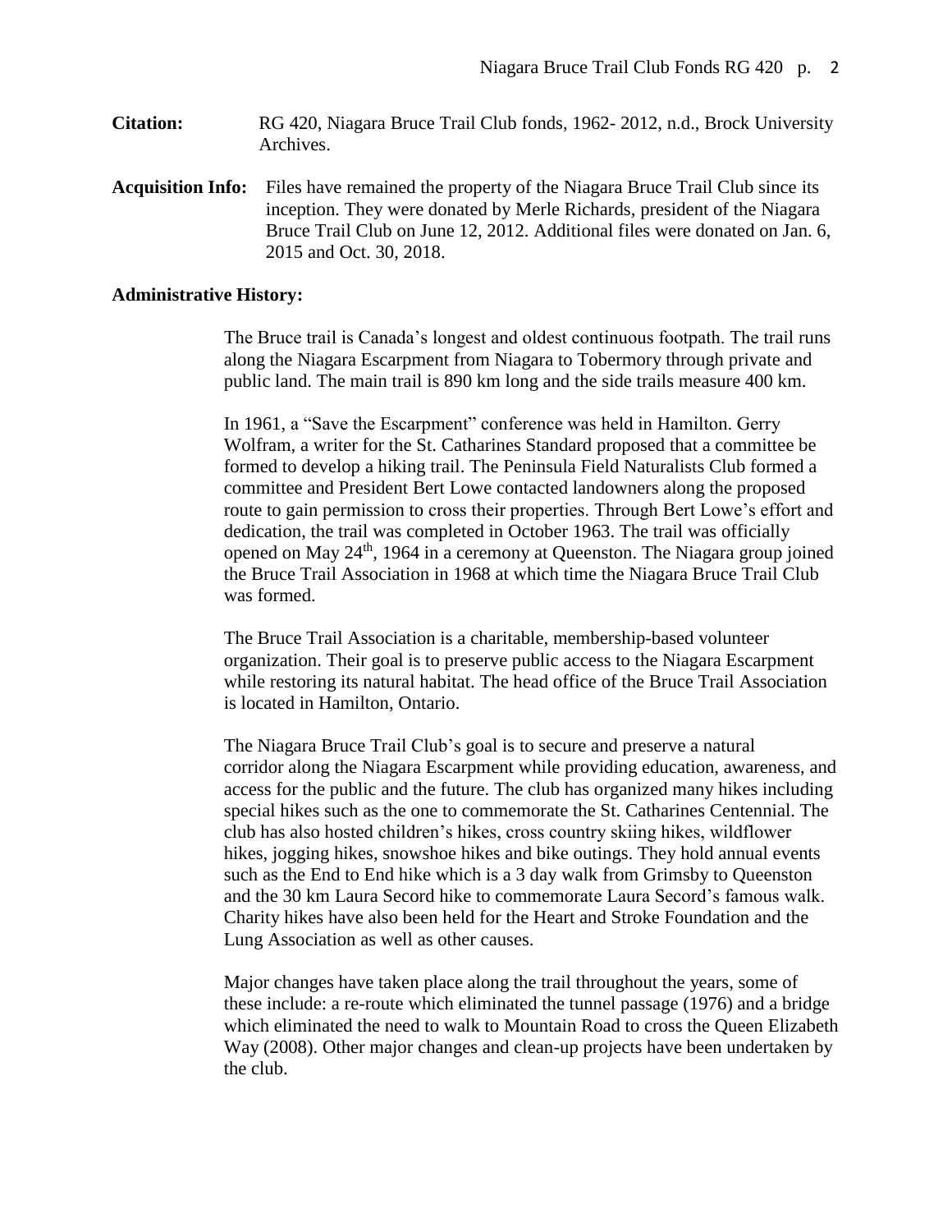**Citation:** RG 420, Niagara Bruce Trail Club fonds, 1962- 2012, n.d., Brock University Archives.

**Acquisition Info:** Files have remained the property of the Niagara Bruce Trail Club since its inception. They were donated by Merle Richards, president of the Niagara Bruce Trail Club on June 12, 2012. Additional files were donated on Jan. 6, 2015 and Oct. 30, 2018.

**Administrative History:**

The Bruce trail is Canada's longest and oldest continuous footpath. The trail runs along the Niagara Escarpment from Niagara to Tobermory through private and public land. The main trail is 890 km long and the side trails measure 400 km.

In 1961, a "Save the Escarpment" conference was held in Hamilton. Gerry Wolfram, a writer for the St. Catharines Standard proposed that a committee be formed to develop a hiking trail. The Peninsula Field Naturalists Club formed a committee and President Bert Lowe contacted landowners along the proposed route to gain permission to cross their properties. Through Bert Lowe's effort and dedication, the trail was completed in October 1963. The trail was officially opened on May 24th, 1964 in a ceremony at Queenston. The Niagara group joined the Bruce Trail Association in 1968 at which time the Niagara Bruce Trail Club was formed.

The Bruce Trail Association is a charitable, membership-based volunteer organization. Their goal is to preserve public access to the Niagara Escarpment while restoring its natural habitat. The head office of the Bruce Trail Association is located in Hamilton, Ontario.

The Niagara Bruce Trail Club's goal is to secure and preserve a natural corridor along the Niagara Escarpment while providing education, awareness, and access for the public and the future. The club has organized many hikes including special hikes such as the one to commemorate the St. Catharines Centennial. The club has also hosted children's hikes, cross country skiing hikes, wildflower hikes, jogging hikes, snowshoe hikes and bike outings. They hold annual events such as the End to End hike which is a 3 day walk from Grimsby to Queenston and the 30 km Laura Secord hike to commemorate Laura Secord's famous walk. Charity hikes have also been held for the Heart and Stroke Foundation and the Lung Association as well as other causes.

Major changes have taken place along the trail throughout the years, some of these include: a re-route which eliminated the tunnel passage (1976) and a bridge which eliminated the need to walk to Mountain Road to cross the Queen Elizabeth Way (2008). Other major changes and clean-up projects have been undertaken by the club.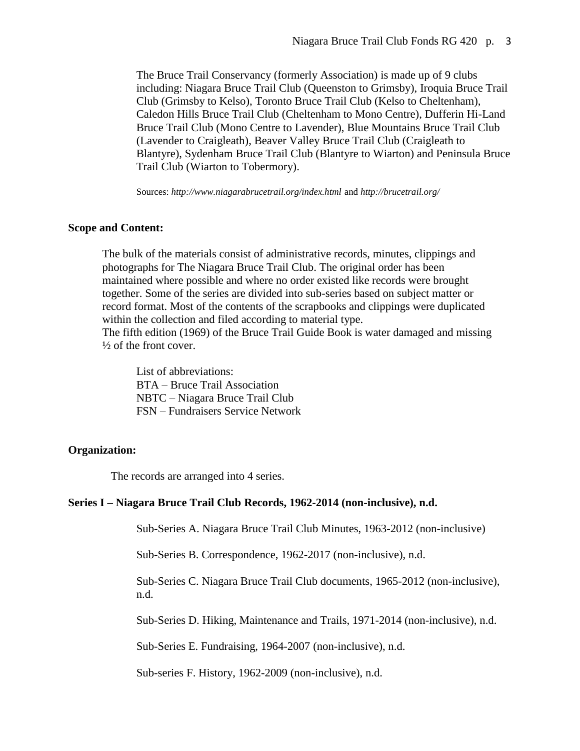The Bruce Trail Conservancy (formerly Association) is made up of 9 clubs including: Niagara Bruce Trail Club (Queenston to Grimsby), Iroquia Bruce Trail Club (Grimsby to Kelso), Toronto Bruce Trail Club (Kelso to Cheltenham), Caledon Hills Bruce Trail Club (Cheltenham to Mono Centre), Dufferin Hi-Land Bruce Trail Club (Mono Centre to Lavender), Blue Mountains Bruce Trail Club (Lavender to Craigleath), Beaver Valley Bruce Trail Club (Craigleath to Blantyre), Sydenham Bruce Trail Club (Blantyre to Wiarton) and Peninsula Bruce Trail Club (Wiarton to Tobermory).

Sources: *http://www.niagarabrucetrail.org/index.html* and *http://brucetrail.org/*

**Scope and Content:**

The bulk of the materials consist of administrative records, minutes, clippings and photographs for The Niagara Bruce Trail Club. The original order has been maintained where possible and where no order existed like records were brought together. Some of the series are divided into sub-series based on subject matter or record format. Most of the contents of the scrapbooks and clippings were duplicated within the collection and filed according to material type.
The fifth edition (1969) of the Bruce Trail Guide Book is water damaged and missing ½ of the front cover.

List of abbreviations:
BTA – Bruce Trail Association
NBTC – Niagara Bruce Trail Club
FSN – Fundraisers Service Network

**Organization:**

The records are arranged into 4 series.

**Series I – Niagara Bruce Trail Club Records, 1962-2014 (non-inclusive), n.d.**

Sub-Series A. Niagara Bruce Trail Club Minutes, 1963-2012 (non-inclusive)

Sub-Series B. Correspondence, 1962-2017 (non-inclusive), n.d.

Sub-Series C. Niagara Bruce Trail Club documents, 1965-2012 (non-inclusive), n.d.

Sub-Series D. Hiking, Maintenance and Trails, 1971-2014 (non-inclusive), n.d.

Sub-Series E. Fundraising, 1964-2007 (non-inclusive), n.d.

Sub-series F. History, 1962-2009 (non-inclusive), n.d.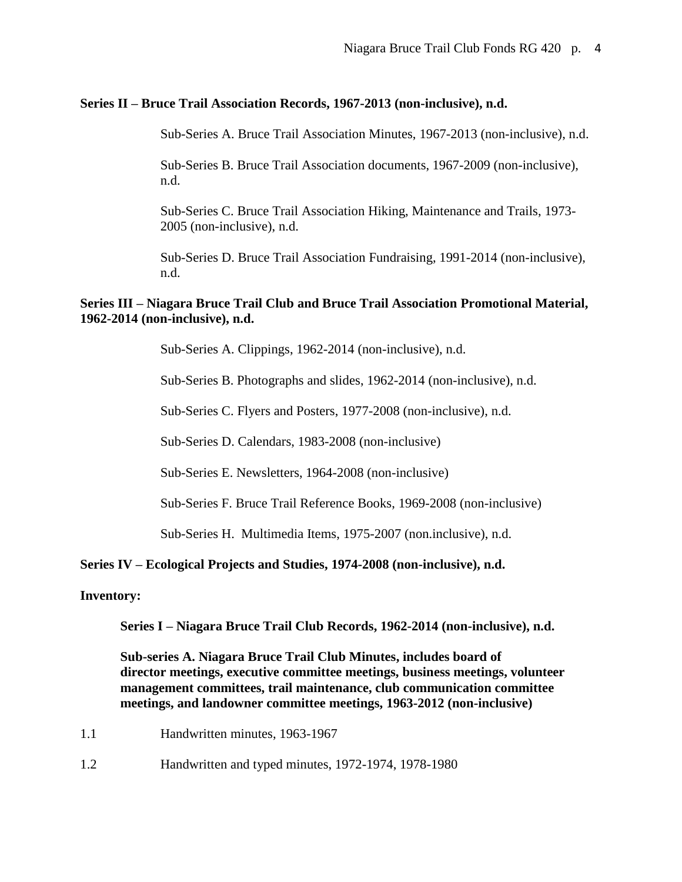**Series II – Bruce Trail Association Records, 1967-2013 (non-inclusive), n.d.**

Sub-Series A. Bruce Trail Association Minutes, 1967-2013 (non-inclusive), n.d.

Sub-Series B. Bruce Trail Association documents, 1967-2009 (non-inclusive), n.d.

Sub-Series C. Bruce Trail Association Hiking, Maintenance and Trails, 1973-2005 (non-inclusive), n.d.

Sub-Series D. Bruce Trail Association Fundraising, 1991-2014 (non-inclusive), n.d.

**Series III – Niagara Bruce Trail Club and Bruce Trail Association Promotional Material, 1962-2014 (non-inclusive), n.d.**

Sub-Series A. Clippings, 1962-2014 (non-inclusive), n.d.

Sub-Series B. Photographs and slides, 1962-2014 (non-inclusive), n.d.

Sub-Series C. Flyers and Posters, 1977-2008 (non-inclusive), n.d.

Sub-Series D. Calendars, 1983-2008 (non-inclusive)

Sub-Series E. Newsletters, 1964-2008 (non-inclusive)

Sub-Series F. Bruce Trail Reference Books, 1969-2008 (non-inclusive)

Sub-Series H. Multimedia Items, 1975-2007 (non.inclusive), n.d.

**Series IV – Ecological Projects and Studies, 1974-2008 (non-inclusive), n.d.**

**Inventory:**

**Series I – Niagara Bruce Trail Club Records, 1962-2014 (non-inclusive), n.d.**

**Sub-series A. Niagara Bruce Trail Club Minutes, includes board of director meetings, executive committee meetings, business meetings, volunteer management committees, trail maintenance, club communication committee meetings, and landowner committee meetings, 1963-2012 (non-inclusive)**

1.1 Handwritten minutes, 1963-1967

1.2 Handwritten and typed minutes, 1972-1974, 1978-1980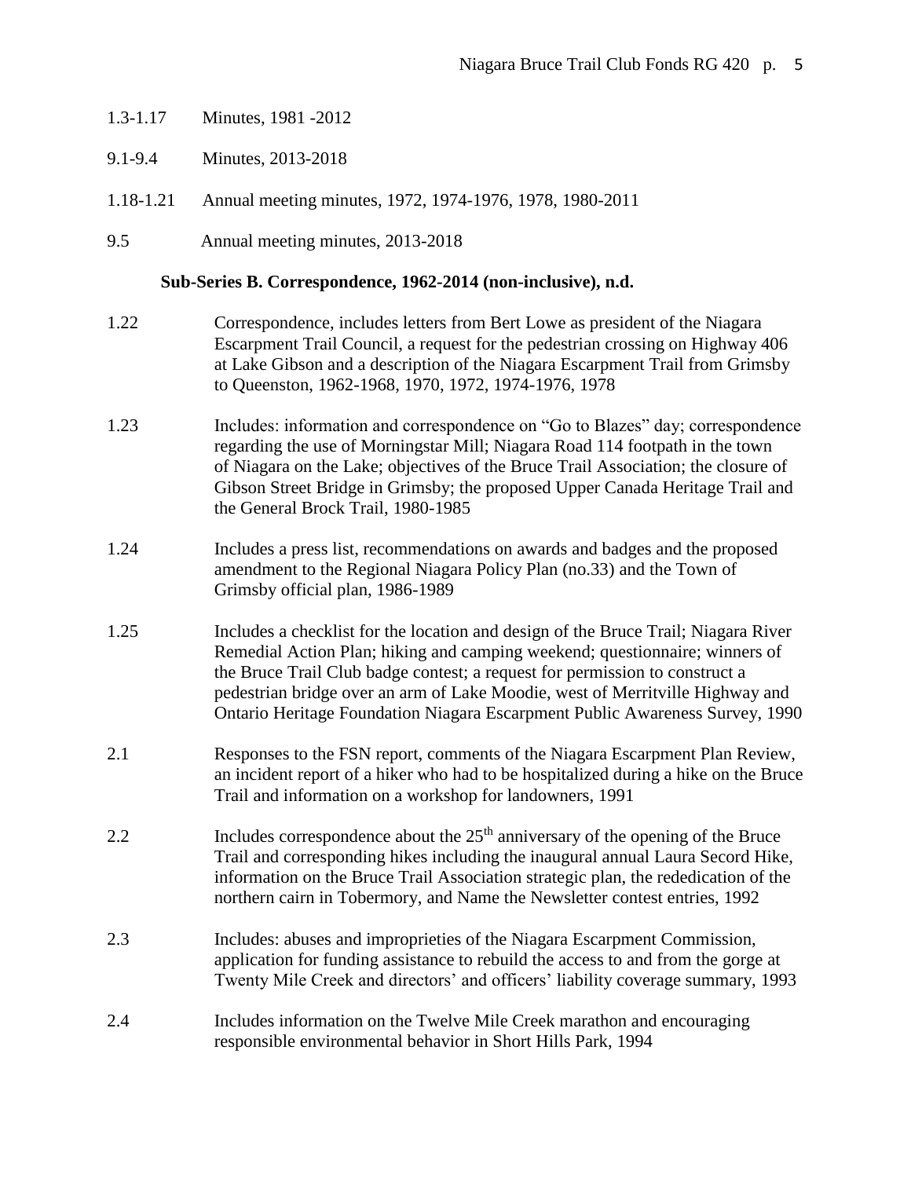1.3-1.17 Minutes, 1981 -2012

9.1-9.4 Minutes, 2013-2018

1.18-1.21 Annual meeting minutes, 1972, 1974-1976, 1978, 1980-2011

9.5 Annual meeting minutes, 2013-2018

**Sub-Series B. Correspondence, 1962-2014 (non-inclusive), n.d.**

1.22 Correspondence, includes letters from Bert Lowe as president of the Niagara Escarpment Trail Council, a request for the pedestrian crossing on Highway 406 at Lake Gibson and a description of the Niagara Escarpment Trail from Grimsby to Queenston, 1962-1968, 1970, 1972, 1974-1976, 1978

1.23 Includes: information and correspondence on "Go to Blazes" day; correspondence regarding the use of Morningstar Mill; Niagara Road 114 footpath in the town of Niagara on the Lake; objectives of the Bruce Trail Association; the closure of Gibson Street Bridge in Grimsby; the proposed Upper Canada Heritage Trail and the General Brock Trail, 1980-1985

1.24 Includes a press list, recommendations on awards and badges and the proposed amendment to the Regional Niagara Policy Plan (no.33) and the Town of Grimsby official plan, 1986-1989

1.25 Includes a checklist for the location and design of the Bruce Trail; Niagara River Remedial Action Plan; hiking and camping weekend; questionnaire; winners of the Bruce Trail Club badge contest; a request for permission to construct a pedestrian bridge over an arm of Lake Moodie, west of Merritville Highway and Ontario Heritage Foundation Niagara Escarpment Public Awareness Survey, 1990

2.1 Responses to the FSN report, comments of the Niagara Escarpment Plan Review, an incident report of a hiker who had to be hospitalized during a hike on the Bruce Trail and information on a workshop for landowners, 1991

2.2 Includes correspondence about the 25th anniversary of the opening of the Bruce Trail and corresponding hikes including the inaugural annual Laura Secord Hike, information on the Bruce Trail Association strategic plan, the rededication of the northern cairn in Tobermory, and Name the Newsletter contest entries, 1992

2.3 Includes: abuses and improprieties of the Niagara Escarpment Commission, application for funding assistance to rebuild the access to and from the gorge at Twenty Mile Creek and directors' and officers' liability coverage summary, 1993

2.4 Includes information on the Twelve Mile Creek marathon and encouraging responsible environmental behavior in Short Hills Park, 1994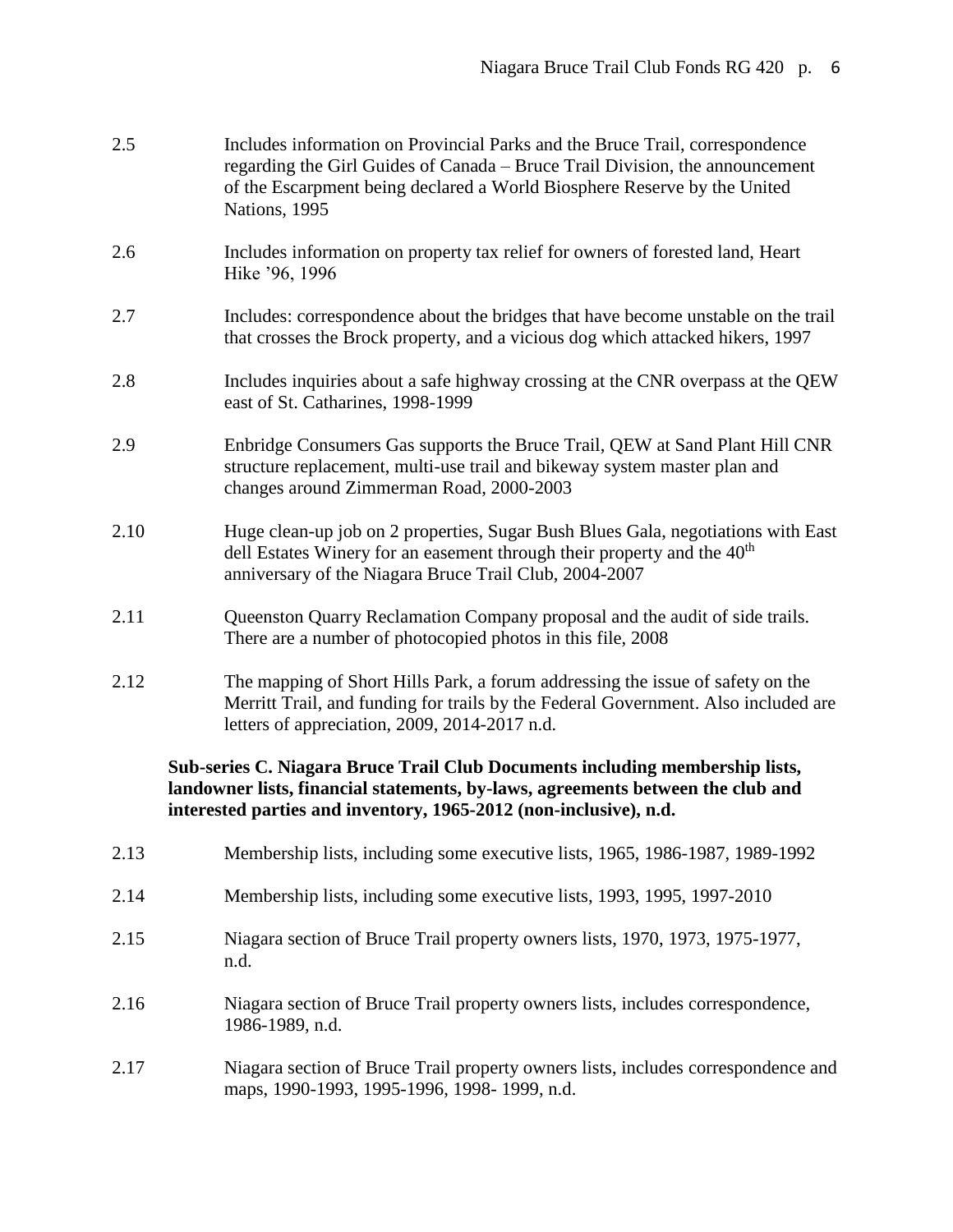2.5 Includes information on Provincial Parks and the Bruce Trail, correspondence regarding the Girl Guides of Canada – Bruce Trail Division, the announcement of the Escarpment being declared a World Biosphere Reserve by the United Nations, 1995

2.6 Includes information on property tax relief for owners of forested land, Heart Hike '96, 1996

2.7 Includes: correspondence about the bridges that have become unstable on the trail that crosses the Brock property, and a vicious dog which attacked hikers, 1997

2.8 Includes inquiries about a safe highway crossing at the CNR overpass at the QEW east of St. Catharines, 1998-1999

2.9 Enbridge Consumers Gas supports the Bruce Trail, QEW at Sand Plant Hill CNR structure replacement, multi-use trail and bikeway system master plan and changes around Zimmerman Road, 2000-2003

2.10 Huge clean-up job on 2 properties, Sugar Bush Blues Gala, negotiations with East dell Estates Winery for an easement through their property and the 40th anniversary of the Niagara Bruce Trail Club, 2004-2007

2.11 Queenston Quarry Reclamation Company proposal and the audit of side trails. There are a number of photocopied photos in this file, 2008

2.12 The mapping of Short Hills Park, a forum addressing the issue of safety on the Merritt Trail, and funding for trails by the Federal Government. Also included are letters of appreciation, 2009, 2014-2017 n.d.

**Sub-series C. Niagara Bruce Trail Club Documents including membership lists, landowner lists, financial statements, by-laws, agreements between the club and interested parties and inventory, 1965-2012 (non-inclusive), n.d.**

2.13 Membership lists, including some executive lists, 1965, 1986-1987, 1989-1992

2.14 Membership lists, including some executive lists, 1993, 1995, 1997-2010

2.15 Niagara section of Bruce Trail property owners lists, 1970, 1973, 1975-1977, n.d.

2.16 Niagara section of Bruce Trail property owners lists, includes correspondence, 1986-1989, n.d.

2.17 Niagara section of Bruce Trail property owners lists, includes correspondence and maps, 1990-1993, 1995-1996, 1998- 1999, n.d.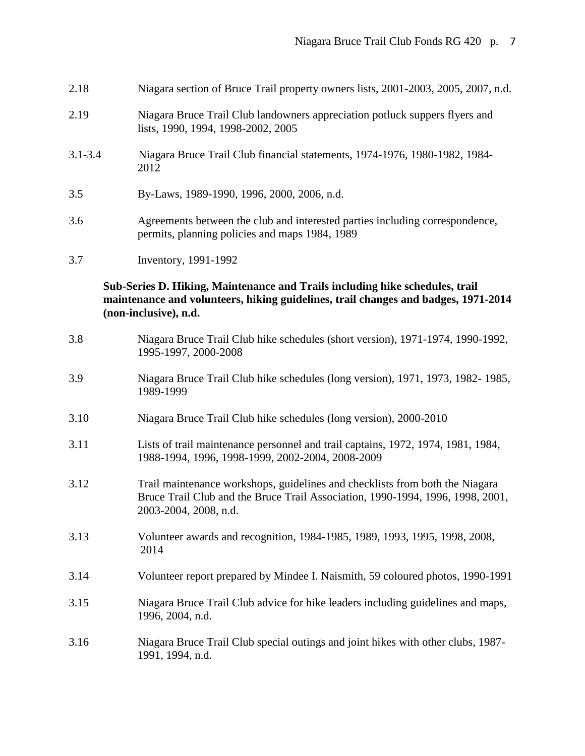2.18 Niagara section of Bruce Trail property owners lists, 2001-2003, 2005, 2007, n.d.

2.19 Niagara Bruce Trail Club landowners appreciation potluck suppers flyers and lists, 1990, 1994, 1998-2002, 2005

3.1-3.4 Niagara Bruce Trail Club financial statements, 1974-1976, 1980-1982, 1984-2012

3.5 By-Laws, 1989-1990, 1996, 2000, 2006, n.d.

3.6 Agreements between the club and interested parties including correspondence, permits, planning policies and maps 1984, 1989

3.7 Inventory, 1991-1992

**Sub-Series D. Hiking, Maintenance and Trails including hike schedules, trail maintenance and volunteers, hiking guidelines, trail changes and badges, 1971-2014 (non-inclusive), n.d.**

3.8 Niagara Bruce Trail Club hike schedules (short version), 1971-1974, 1990-1992, 1995-1997, 2000-2008

3.9 Niagara Bruce Trail Club hike schedules (long version), 1971, 1973, 1982- 1985, 1989-1999

3.10 Niagara Bruce Trail Club hike schedules (long version), 2000-2010

3.11 Lists of trail maintenance personnel and trail captains, 1972, 1974, 1981, 1984, 1988-1994, 1996, 1998-1999, 2002-2004, 2008-2009

3.12 Trail maintenance workshops, guidelines and checklists from both the Niagara Bruce Trail Club and the Bruce Trail Association, 1990-1994, 1996, 1998, 2001, 2003-2004, 2008, n.d.

3.13 Volunteer awards and recognition, 1984-1985, 1989, 1993, 1995, 1998, 2008, 2014

3.14 Volunteer report prepared by Mindee I. Naismith, 59 coloured photos, 1990-1991

3.15 Niagara Bruce Trail Club advice for hike leaders including guidelines and maps, 1996, 2004, n.d.

3.16 Niagara Bruce Trail Club special outings and joint hikes with other clubs, 1987-1991, 1994, n.d.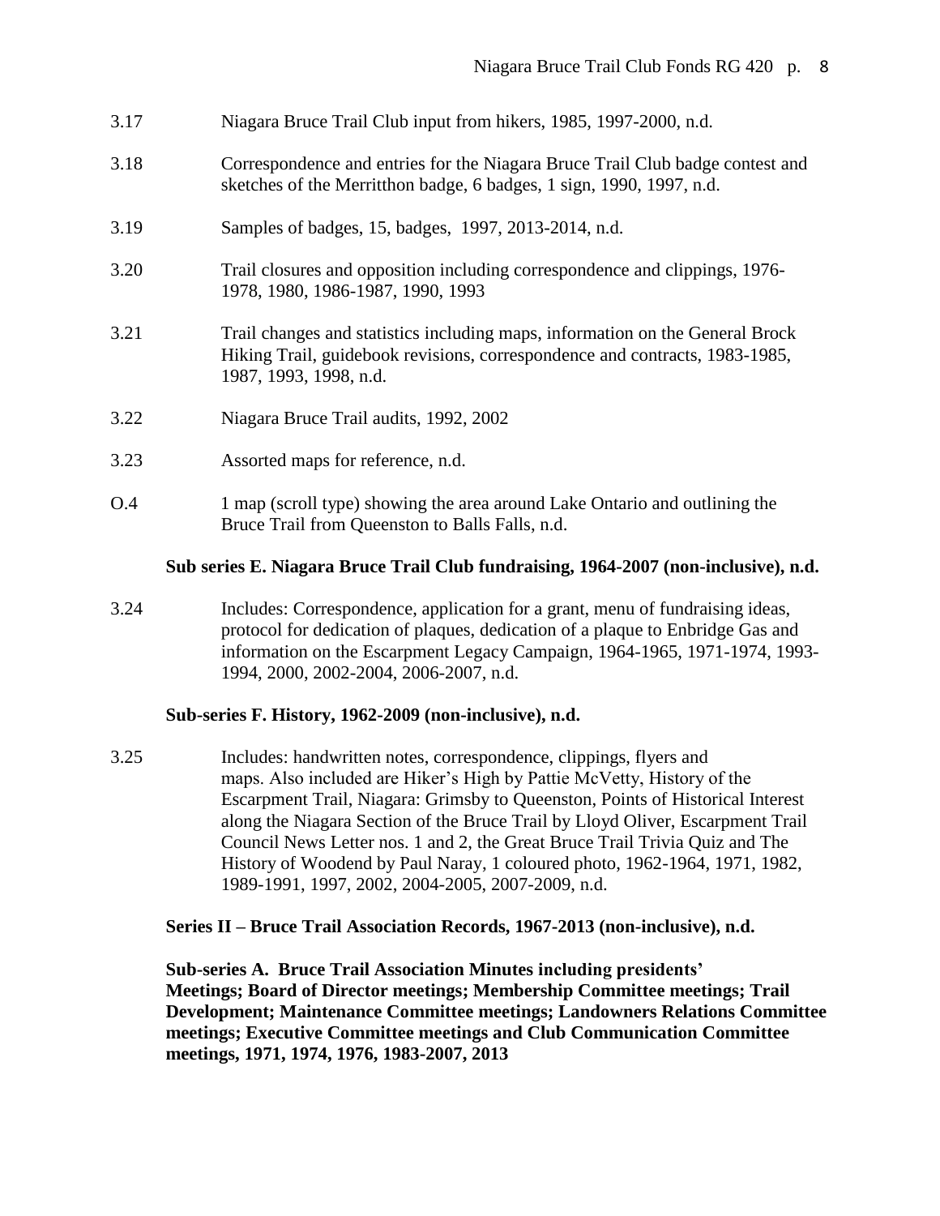3.17 Niagara Bruce Trail Club input from hikers, 1985, 1997-2000, n.d.

3.18 Correspondence and entries for the Niagara Bruce Trail Club badge contest and sketches of the Merritthon badge, 6 badges, 1 sign, 1990, 1997, n.d.

3.19 Samples of badges, 15, badges, 1997, 2013-2014, n.d.

3.20 Trail closures and opposition including correspondence and clippings, 1976-1978, 1980, 1986-1987, 1990, 1993

3.21 Trail changes and statistics including maps, information on the General Brock Hiking Trail, guidebook revisions, correspondence and contracts, 1983-1985, 1987, 1993, 1998, n.d.

3.22 Niagara Bruce Trail audits, 1992, 2002

3.23 Assorted maps for reference, n.d.

O.4 1 map (scroll type) showing the area around Lake Ontario and outlining the Bruce Trail from Queenston to Balls Falls, n.d.

**Sub series E. Niagara Bruce Trail Club fundraising, 1964-2007 (non-inclusive), n.d.**

3.24 Includes: Correspondence, application for a grant, menu of fundraising ideas, protocol for dedication of plaques, dedication of a plaque to Enbridge Gas and information on the Escarpment Legacy Campaign, 1964-1965, 1971-1974, 1993-1994, 2000, 2002-2004, 2006-2007, n.d.

**Sub-series F. History, 1962-2009 (non-inclusive), n.d.**

3.25 Includes: handwritten notes, correspondence, clippings, flyers and maps. Also included are Hiker's High by Pattie McVetty, History of the Escarpment Trail, Niagara: Grimsby to Queenston, Points of Historical Interest along the Niagara Section of the Bruce Trail by Lloyd Oliver, Escarpment Trail Council News Letter nos. 1 and 2, the Great Bruce Trail Trivia Quiz and The History of Woodend by Paul Naray, 1 coloured photo, 1962-1964, 1971, 1982, 1989-1991, 1997, 2002, 2004-2005, 2007-2009, n.d.

**Series II – Bruce Trail Association Records, 1967-2013 (non-inclusive), n.d.**

**Sub-series A. Bruce Trail Association Minutes including presidents' Meetings; Board of Director meetings; Membership Committee meetings; Trail Development; Maintenance Committee meetings; Landowners Relations Committee meetings; Executive Committee meetings and Club Communication Committee meetings, 1971, 1974, 1976, 1983-2007, 2013**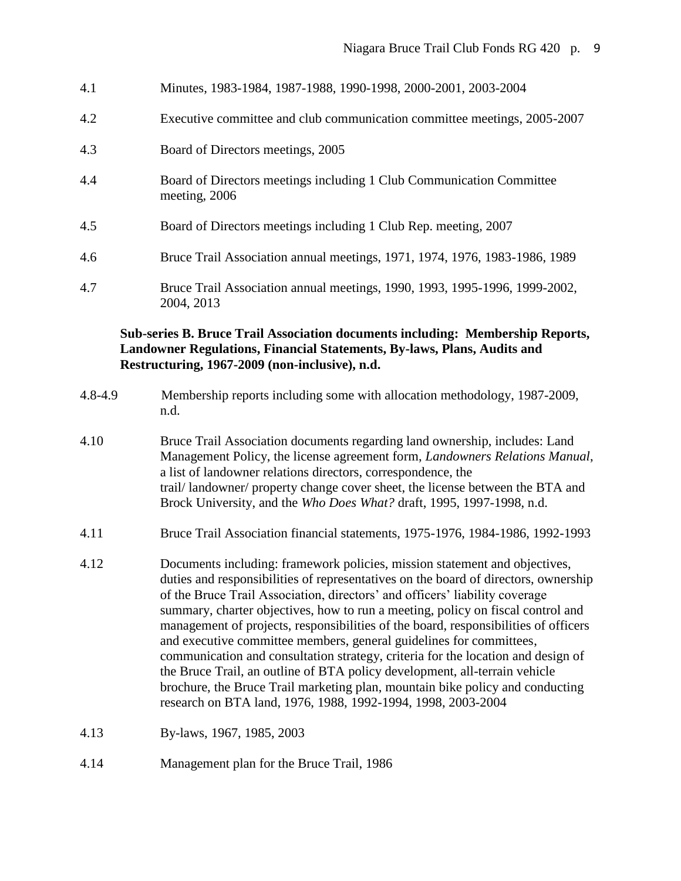4.1 Minutes, 1983-1984, 1987-1988, 1990-1998, 2000-2001, 2003-2004

4.2 Executive committee and club communication committee meetings, 2005-2007

4.3 Board of Directors meetings, 2005

4.4 Board of Directors meetings including 1 Club Communication Committee meeting, 2006

4.5 Board of Directors meetings including 1 Club Rep. meeting, 2007

4.6 Bruce Trail Association annual meetings, 1971, 1974, 1976, 1983-1986, 1989

4.7 Bruce Trail Association annual meetings, 1990, 1993, 1995-1996, 1999-2002, 2004, 2013

**Sub-series B. Bruce Trail Association documents including: Membership Reports, Landowner Regulations, Financial Statements, By-laws, Plans, Audits and Restructuring, 1967-2009 (non-inclusive), n.d.**

4.8-4.9 Membership reports including some with allocation methodology, 1987-2009, n.d.

4.10 Bruce Trail Association documents regarding land ownership, includes: Land Management Policy, the license agreement form, *Landowners Relations Manual*, a list of landowner relations directors, correspondence, the trail/ landowner/ property change cover sheet, the license between the BTA and Brock University, and the *Who Does What?* draft, 1995, 1997-1998, n.d.

4.11 Bruce Trail Association financial statements, 1975-1976, 1984-1986, 1992-1993

4.12 Documents including: framework policies, mission statement and objectives, duties and responsibilities of representatives on the board of directors, ownership of the Bruce Trail Association, directors' and officers' liability coverage summary, charter objectives, how to run a meeting, policy on fiscal control and management of projects, responsibilities of the board, responsibilities of officers and executive committee members, general guidelines for committees, communication and consultation strategy, criteria for the location and design of the Bruce Trail, an outline of BTA policy development, all-terrain vehicle brochure, the Bruce Trail marketing plan, mountain bike policy and conducting research on BTA land, 1976, 1988, 1992-1994, 1998, 2003-2004

4.13 By-laws, 1967, 1985, 2003

4.14 Management plan for the Bruce Trail, 1986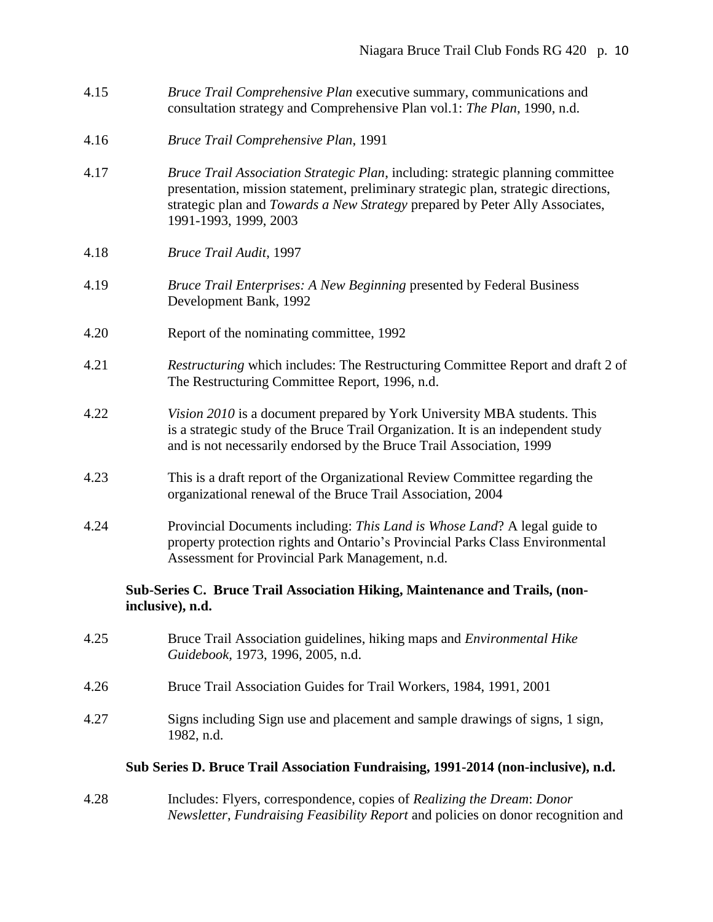4.15 *Bruce Trail Comprehensive Plan* executive summary, communications and consultation strategy and Comprehensive Plan vol.1: *The Plan*, 1990, n.d.

4.16 *Bruce Trail Comprehensive Plan*, 1991

4.17 *Bruce Trail Association Strategic Plan*, including: strategic planning committee presentation, mission statement, preliminary strategic plan, strategic directions, strategic plan and *Towards a New Strategy* prepared by Peter Ally Associates, 1991-1993, 1999, 2003

4.18 *Bruce Trail Audit*, 1997

4.19 *Bruce Trail Enterprises: A New Beginning* presented by Federal Business Development Bank, 1992

4.20 Report of the nominating committee, 1992

4.21 *Restructuring* which includes: The Restructuring Committee Report and draft 2 of The Restructuring Committee Report, 1996, n.d.

4.22 *Vision 2010* is a document prepared by York University MBA students. This is a strategic study of the Bruce Trail Organization. It is an independent study and is not necessarily endorsed by the Bruce Trail Association, 1999

4.23 This is a draft report of the Organizational Review Committee regarding the organizational renewal of the Bruce Trail Association, 2004

4.24 Provincial Documents including: *This Land is Whose Land*? A legal guide to property protection rights and Ontario's Provincial Parks Class Environmental Assessment for Provincial Park Management, n.d.

**Sub-Series C. Bruce Trail Association Hiking, Maintenance and Trails, (non-inclusive), n.d.**

4.25 Bruce Trail Association guidelines, hiking maps and *Environmental Hike Guidebook*, 1973, 1996, 2005, n.d.

4.26 Bruce Trail Association Guides for Trail Workers, 1984, 1991, 2001

4.27 Signs including Sign use and placement and sample drawings of signs, 1 sign, 1982, n.d.

**Sub Series D. Bruce Trail Association Fundraising, 1991-2014 (non-inclusive), n.d.**

4.28 Includes: Flyers, correspondence, copies of *Realizing the Dream*: *Donor Newsletter*, *Fundraising Feasibility Report* and policies on donor recognition and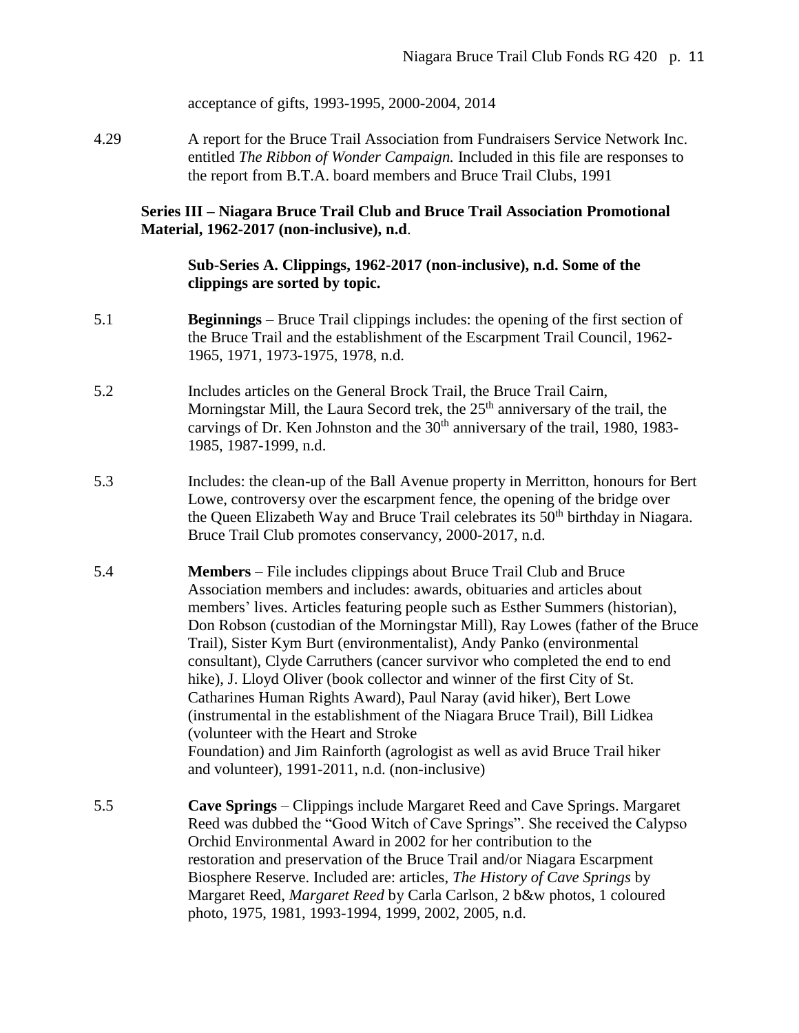acceptance of gifts, 1993-1995, 2000-2004, 2014

4.29 A report for the Bruce Trail Association from Fundraisers Service Network Inc. entitled *The Ribbon of Wonder Campaign.* Included in this file are responses to the report from B.T.A. board members and Bruce Trail Clubs, 1991

**Series III – Niagara Bruce Trail Club and Bruce Trail Association Promotional Material, 1962-2017 (non-inclusive), n.d**.

**Sub-Series A. Clippings, 1962-2017 (non-inclusive), n.d. Some of the clippings are sorted by topic.**

5.1 **Beginnings** – Bruce Trail clippings includes: the opening of the first section of the Bruce Trail and the establishment of the Escarpment Trail Council, 1962-1965, 1971, 1973-1975, 1978, n.d.

5.2 Includes articles on the General Brock Trail, the Bruce Trail Cairn, Morningstar Mill, the Laura Secord trek, the 25th anniversary of the trail, the carvings of Dr. Ken Johnston and the 30th anniversary of the trail, 1980, 1983-1985, 1987-1999, n.d.

5.3 Includes: the clean-up of the Ball Avenue property in Merritton, honours for Bert Lowe, controversy over the escarpment fence, the opening of the bridge over the Queen Elizabeth Way and Bruce Trail celebrates its 50th birthday in Niagara. Bruce Trail Club promotes conservancy, 2000-2017, n.d.

5.4 **Members** – File includes clippings about Bruce Trail Club and Bruce Association members and includes: awards, obituaries and articles about members' lives. Articles featuring people such as Esther Summers (historian), Don Robson (custodian of the Morningstar Mill), Ray Lowes (father of the Bruce Trail), Sister Kym Burt (environmentalist), Andy Panko (environmental consultant), Clyde Carruthers (cancer survivor who completed the end to end hike), J. Lloyd Oliver (book collector and winner of the first City of St. Catharines Human Rights Award), Paul Naray (avid hiker), Bert Lowe (instrumental in the establishment of the Niagara Bruce Trail), Bill Lidkea (volunteer with the Heart and Stroke Foundation) and Jim Rainforth (agrologist as well as avid Bruce Trail hiker and volunteer), 1991-2011, n.d. (non-inclusive)

5.5 **Cave Springs** – Clippings include Margaret Reed and Cave Springs. Margaret Reed was dubbed the "Good Witch of Cave Springs". She received the Calypso Orchid Environmental Award in 2002 for her contribution to the restoration and preservation of the Bruce Trail and/or Niagara Escarpment Biosphere Reserve. Included are: articles, *The History of Cave Springs* by Margaret Reed, *Margaret Reed* by Carla Carlson, 2 b&w photos, 1 coloured photo, 1975, 1981, 1993-1994, 1999, 2002, 2005, n.d.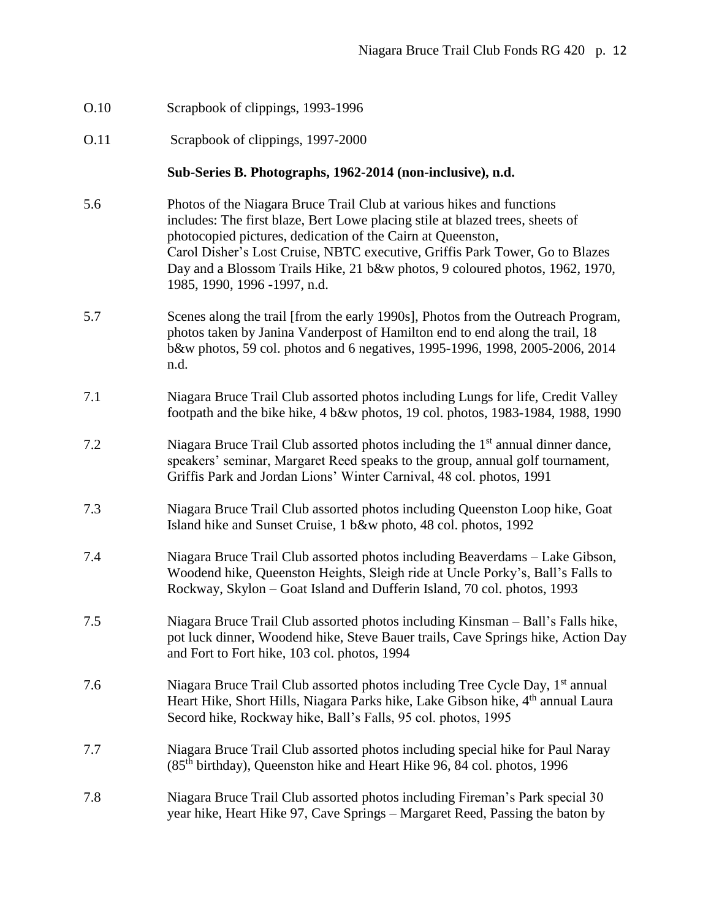O.10 Scrapbook of clippings, 1993-1996

O.11 Scrapbook of clippings, 1997-2000

**Sub-Series B. Photographs, 1962-2014 (non-inclusive), n.d.**

5.6 Photos of the Niagara Bruce Trail Club at various hikes and functions includes: The first blaze, Bert Lowe placing stile at blazed trees, sheets of photocopied pictures, dedication of the Cairn at Queenston, Carol Disher's Lost Cruise, NBTC executive, Griffis Park Tower, Go to Blazes Day and a Blossom Trails Hike, 21 b&w photos, 9 coloured photos, 1962, 1970, 1985, 1990, 1996 -1997, n.d.

5.7 Scenes along the trail [from the early 1990s], Photos from the Outreach Program, photos taken by Janina Vanderpost of Hamilton end to end along the trail, 18 b&w photos, 59 col. photos and 6 negatives, 1995-1996, 1998, 2005-2006, 2014 n.d.

7.1 Niagara Bruce Trail Club assorted photos including Lungs for life, Credit Valley footpath and the bike hike, 4 b&w photos, 19 col. photos, 1983-1984, 1988, 1990

7.2 Niagara Bruce Trail Club assorted photos including the 1st annual dinner dance, speakers' seminar, Margaret Reed speaks to the group, annual golf tournament, Griffis Park and Jordan Lions' Winter Carnival, 48 col. photos, 1991

7.3 Niagara Bruce Trail Club assorted photos including Queenston Loop hike, Goat Island hike and Sunset Cruise, 1 b&w photo, 48 col. photos, 1992

7.4 Niagara Bruce Trail Club assorted photos including Beaverdams – Lake Gibson, Woodend hike, Queenston Heights, Sleigh ride at Uncle Porky's, Ball's Falls to Rockway, Skylon – Goat Island and Dufferin Island, 70 col. photos, 1993

7.5 Niagara Bruce Trail Club assorted photos including Kinsman – Ball's Falls hike, pot luck dinner, Woodend hike, Steve Bauer trails, Cave Springs hike, Action Day and Fort to Fort hike, 103 col. photos, 1994

7.6 Niagara Bruce Trail Club assorted photos including Tree Cycle Day, 1st annual Heart Hike, Short Hills, Niagara Parks hike, Lake Gibson hike, 4th annual Laura Secord hike, Rockway hike, Ball's Falls, 95 col. photos, 1995

7.7 Niagara Bruce Trail Club assorted photos including special hike for Paul Naray (85th birthday), Queenston hike and Heart Hike 96, 84 col. photos, 1996

7.8 Niagara Bruce Trail Club assorted photos including Fireman's Park special 30 year hike, Heart Hike 97, Cave Springs – Margaret Reed, Passing the baton by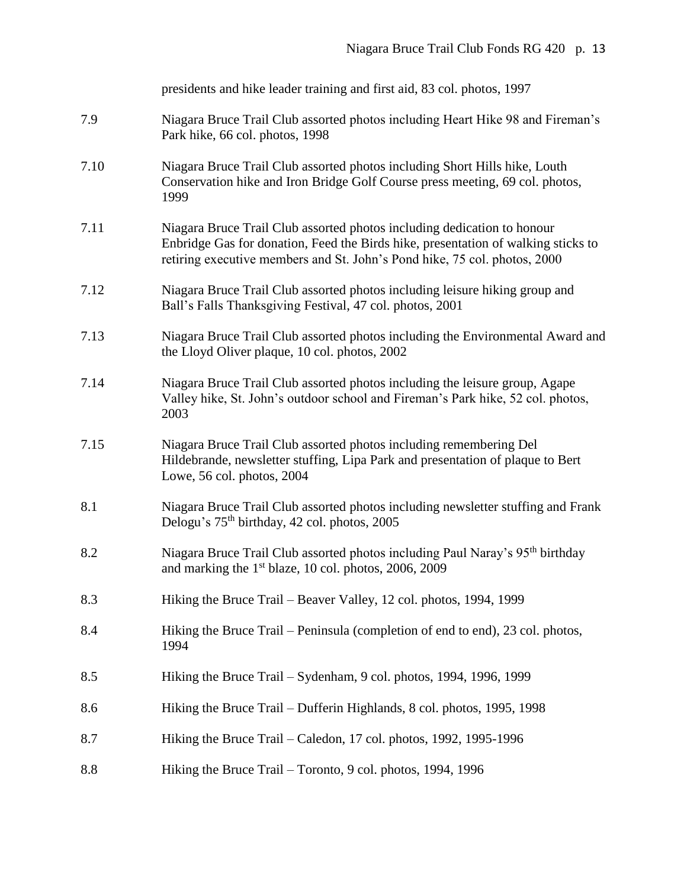presidents and hike leader training and first aid, 83 col. photos, 1997

7.9 Niagara Bruce Trail Club assorted photos including Heart Hike 98 and Fireman's Park hike, 66 col. photos, 1998

7.10 Niagara Bruce Trail Club assorted photos including Short Hills hike, Louth Conservation hike and Iron Bridge Golf Course press meeting, 69 col. photos, 1999

7.11 Niagara Bruce Trail Club assorted photos including dedication to honour Enbridge Gas for donation, Feed the Birds hike, presentation of walking sticks to retiring executive members and St. John's Pond hike, 75 col. photos, 2000

7.12 Niagara Bruce Trail Club assorted photos including leisure hiking group and Ball's Falls Thanksgiving Festival, 47 col. photos, 2001

7.13 Niagara Bruce Trail Club assorted photos including the Environmental Award and the Lloyd Oliver plaque, 10 col. photos, 2002

7.14 Niagara Bruce Trail Club assorted photos including the leisure group, Agape Valley hike, St. John's outdoor school and Fireman's Park hike, 52 col. photos, 2003

7.15 Niagara Bruce Trail Club assorted photos including remembering Del Hildebrande, newsletter stuffing, Lipa Park and presentation of plaque to Bert Lowe, 56 col. photos, 2004

8.1 Niagara Bruce Trail Club assorted photos including newsletter stuffing and Frank Delogu's 75th birthday, 42 col. photos, 2005

8.2 Niagara Bruce Trail Club assorted photos including Paul Naray's 95th birthday and marking the 1st blaze, 10 col. photos, 2006, 2009

8.3 Hiking the Bruce Trail – Beaver Valley, 12 col. photos, 1994, 1999

8.4 Hiking the Bruce Trail – Peninsula (completion of end to end), 23 col. photos, 1994

8.5 Hiking the Bruce Trail – Sydenham, 9 col. photos, 1994, 1996, 1999

8.6 Hiking the Bruce Trail – Dufferin Highlands, 8 col. photos, 1995, 1998

8.7 Hiking the Bruce Trail – Caledon, 17 col. photos, 1992, 1995-1996

8.8 Hiking the Bruce Trail – Toronto, 9 col. photos, 1994, 1996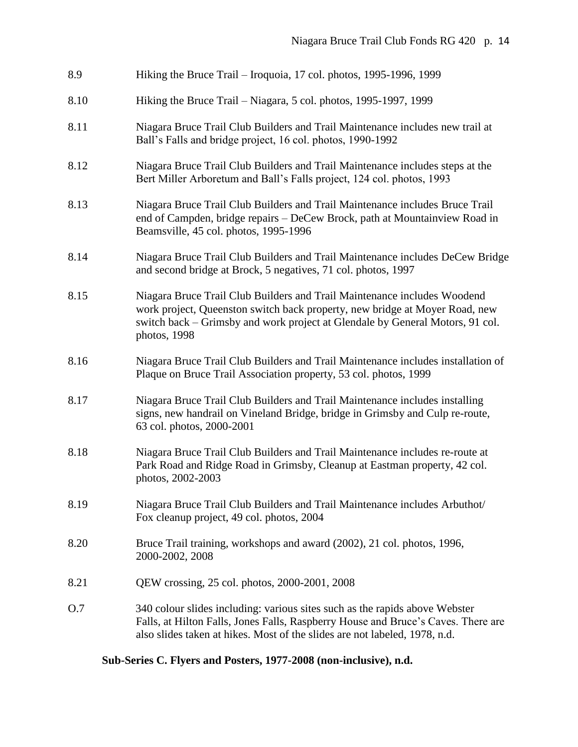8.9 Hiking the Bruce Trail – Iroquoia, 17 col. photos, 1995-1996, 1999

8.10 Hiking the Bruce Trail – Niagara, 5 col. photos, 1995-1997, 1999

8.11 Niagara Bruce Trail Club Builders and Trail Maintenance includes new trail at Ball's Falls and bridge project, 16 col. photos, 1990-1992

8.12 Niagara Bruce Trail Club Builders and Trail Maintenance includes steps at the Bert Miller Arboretum and Ball's Falls project, 124 col. photos, 1993

8.13 Niagara Bruce Trail Club Builders and Trail Maintenance includes Bruce Trail end of Campden, bridge repairs – DeCew Brock, path at Mountainview Road in Beamsville, 45 col. photos, 1995-1996

8.14 Niagara Bruce Trail Club Builders and Trail Maintenance includes DeCew Bridge and second bridge at Brock, 5 negatives, 71 col. photos, 1997

8.15 Niagara Bruce Trail Club Builders and Trail Maintenance includes Woodend work project, Queenston switch back property, new bridge at Moyer Road, new switch back – Grimsby and work project at Glendale by General Motors, 91 col. photos, 1998

8.16 Niagara Bruce Trail Club Builders and Trail Maintenance includes installation of Plaque on Bruce Trail Association property, 53 col. photos, 1999

8.17 Niagara Bruce Trail Club Builders and Trail Maintenance includes installing signs, new handrail on Vineland Bridge, bridge in Grimsby and Culp re-route, 63 col. photos, 2000-2001

8.18 Niagara Bruce Trail Club Builders and Trail Maintenance includes re-route at Park Road and Ridge Road in Grimsby, Cleanup at Eastman property, 42 col. photos, 2002-2003

8.19 Niagara Bruce Trail Club Builders and Trail Maintenance includes Arbuthot/ Fox cleanup project, 49 col. photos, 2004

8.20 Bruce Trail training, workshops and award (2002), 21 col. photos, 1996, 2000-2002, 2008

8.21 QEW crossing, 25 col. photos, 2000-2001, 2008

O.7 340 colour slides including: various sites such as the rapids above Webster Falls, at Hilton Falls, Jones Falls, Raspberry House and Bruce's Caves. There are also slides taken at hikes. Most of the slides are not labeled, 1978, n.d.

**Sub-Series C. Flyers and Posters, 1977-2008 (non-inclusive), n.d.**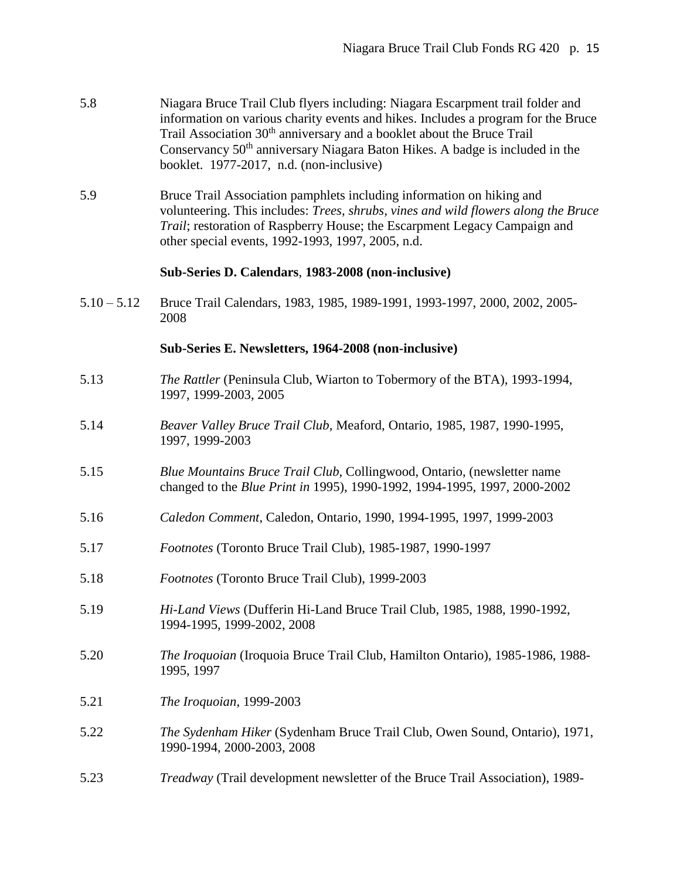5.8 Niagara Bruce Trail Club flyers including: Niagara Escarpment trail folder and information on various charity events and hikes. Includes a program for the Bruce Trail Association 30th anniversary and a booklet about the Bruce Trail Conservancy 50th anniversary Niagara Baton Hikes. A badge is included in the booklet. 1977-2017, n.d. (non-inclusive)

5.9 Bruce Trail Association pamphlets including information on hiking and volunteering. This includes: *Trees, shrubs, vines and wild flowers along the Bruce Trail*; restoration of Raspberry House; the Escarpment Legacy Campaign and other special events, 1992-1993, 1997, 2005, n.d.

**Sub-Series D. Calendars, 1983-2008 (non-inclusive)**

5.10 – 5.12 Bruce Trail Calendars, 1983, 1985, 1989-1991, 1993-1997, 2000, 2002, 2005-2008

**Sub-Series E. Newsletters, 1964-2008 (non-inclusive)**

5.13 *The Rattler* (Peninsula Club, Wiarton to Tobermory of the BTA), 1993-1994, 1997, 1999-2003, 2005

5.14 *Beaver Valley Bruce Trail Club*, Meaford, Ontario, 1985, 1987, 1990-1995, 1997, 1999-2003

5.15 *Blue Mountains Bruce Trail Club*, Collingwood, Ontario, (newsletter name changed to the *Blue Print in* 1995), 1990-1992, 1994-1995, 1997, 2000-2002

5.16 *Caledon Comment*, Caledon, Ontario, 1990, 1994-1995, 1997, 1999-2003

5.17 *Footnotes* (Toronto Bruce Trail Club), 1985-1987, 1990-1997

5.18 *Footnotes* (Toronto Bruce Trail Club), 1999-2003

5.19 *Hi-Land Views* (Dufferin Hi-Land Bruce Trail Club, 1985, 1988, 1990-1992, 1994-1995, 1999-2002, 2008

5.20 *The Iroquoian* (Iroquoia Bruce Trail Club, Hamilton Ontario), 1985-1986, 1988-1995, 1997

5.21 *The Iroquoian*, 1999-2003

5.22 *The Sydenham Hiker* (Sydenham Bruce Trail Club, Owen Sound, Ontario), 1971, 1990-1994, 2000-2003, 2008

5.23 *Treadway* (Trail development newsletter of the Bruce Trail Association), 1989-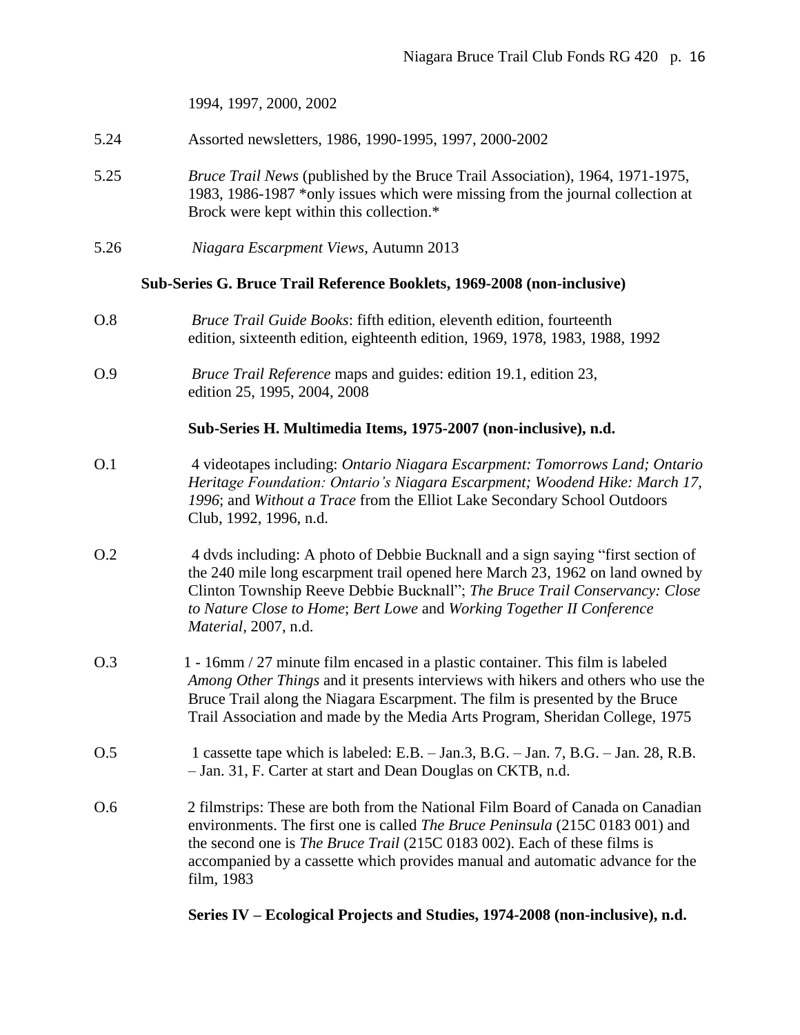1994, 1997, 2000, 2002

5.24 Assorted newsletters, 1986, 1990-1995, 1997, 2000-2002

5.25 *Bruce Trail News* (published by the Bruce Trail Association), 1964, 1971-1975, 1983, 1986-1987 *only issues which were missing from the journal collection at Brock were kept within this collection.*

5.26 *Niagara Escarpment Views*, Autumn 2013

**Sub-Series G. Bruce Trail Reference Booklets, 1969-2008 (non-inclusive)**

O.8 *Bruce Trail Guide Books*: fifth edition, eleventh edition, fourteenth edition, sixteenth edition, eighteenth edition, 1969, 1978, 1983, 1988, 1992

O.9 *Bruce Trail Reference* maps and guides: edition 19.1, edition 23, edition 25, 1995, 2004, 2008

**Sub-Series H. Multimedia Items, 1975-2007 (non-inclusive), n.d.**

O.1 4 videotapes including: *Ontario Niagara Escarpment: Tomorrows Land; Ontario Heritage Foundation: Ontario's Niagara Escarpment; Woodend Hike: March 17, 1996*; and *Without a Trace* from the Elliot Lake Secondary School Outdoors Club, 1992, 1996, n.d.

O.2 4 dvds including: A photo of Debbie Bucknall and a sign saying "first section of the 240 mile long escarpment trail opened here March 23, 1962 on land owned by Clinton Township Reeve Debbie Bucknall"; *The Bruce Trail Conservancy: Close to Nature Close to Home*; *Bert Lowe* and *Working Together II Conference Material,* 2007, n.d.

O.3 1 - 16mm / 27 minute film encased in a plastic container. This film is labeled *Among Other Things* and it presents interviews with hikers and others who use the Bruce Trail along the Niagara Escarpment. The film is presented by the Bruce Trail Association and made by the Media Arts Program, Sheridan College, 1975

O.5 1 cassette tape which is labeled: E.B. – Jan.3, B.G. – Jan. 7, B.G. – Jan. 28, R.B. – Jan. 31, F. Carter at start and Dean Douglas on CKTB, n.d.

O.6 2 filmstrips: These are both from the National Film Board of Canada on Canadian environments. The first one is called *The Bruce Peninsula* (215C 0183 001) and the second one is *The Bruce Trail* (215C 0183 002). Each of these films is accompanied by a cassette which provides manual and automatic advance for the film, 1983

**Series IV – Ecological Projects and Studies, 1974-2008 (non-inclusive), n.d.**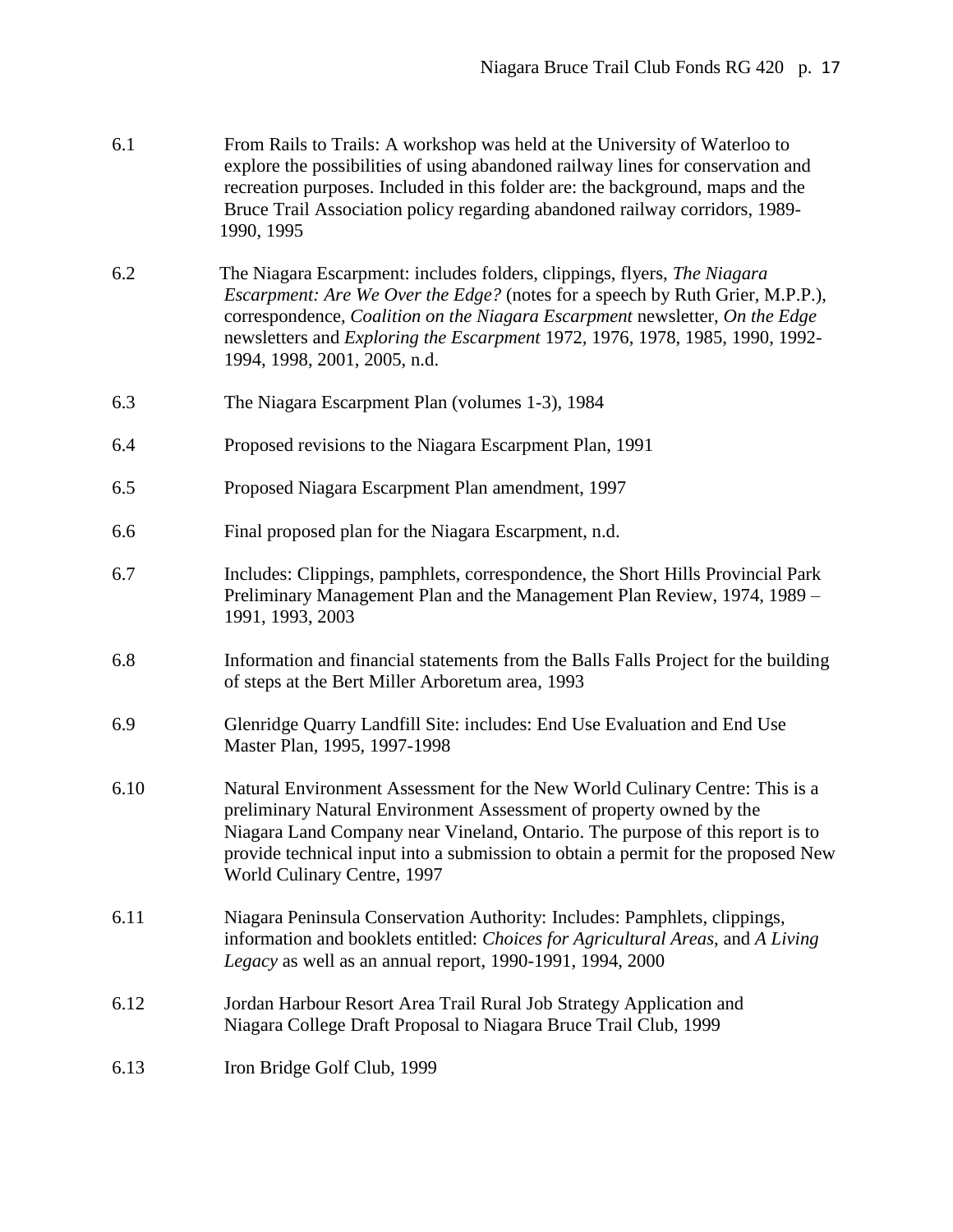6.1 From Rails to Trails: A workshop was held at the University of Waterloo to explore the possibilities of using abandoned railway lines for conservation and recreation purposes. Included in this folder are: the background, maps and the Bruce Trail Association policy regarding abandoned railway corridors, 1989-1990, 1995

6.2 The Niagara Escarpment: includes folders, clippings, flyers, *The Niagara Escarpment: Are We Over the Edge?* (notes for a speech by Ruth Grier, M.P.P.), correspondence, *Coalition on the Niagara Escarpment* newsletter, *On the Edge* newsletters and *Exploring the Escarpment* 1972, 1976, 1978, 1985, 1990, 1992-1994, 1998, 2001, 2005, n.d.

6.3 The Niagara Escarpment Plan (volumes 1-3), 1984

6.4 Proposed revisions to the Niagara Escarpment Plan, 1991

6.5 Proposed Niagara Escarpment Plan amendment, 1997

6.6 Final proposed plan for the Niagara Escarpment, n.d.

6.7 Includes: Clippings, pamphlets, correspondence, the Short Hills Provincial Park Preliminary Management Plan and the Management Plan Review, 1974, 1989 – 1991, 1993, 2003

6.8 Information and financial statements from the Balls Falls Project for the building of steps at the Bert Miller Arboretum area, 1993

6.9 Glenridge Quarry Landfill Site: includes: End Use Evaluation and End Use Master Plan, 1995, 1997-1998

6.10 Natural Environment Assessment for the New World Culinary Centre: This is a preliminary Natural Environment Assessment of property owned by the Niagara Land Company near Vineland, Ontario. The purpose of this report is to provide technical input into a submission to obtain a permit for the proposed New World Culinary Centre, 1997

6.11 Niagara Peninsula Conservation Authority: Includes: Pamphlets, clippings, information and booklets entitled: *Choices for Agricultural Areas*, and *A Living Legacy* as well as an annual report, 1990-1991, 1994, 2000

6.12 Jordan Harbour Resort Area Trail Rural Job Strategy Application and Niagara College Draft Proposal to Niagara Bruce Trail Club, 1999

6.13 Iron Bridge Golf Club, 1999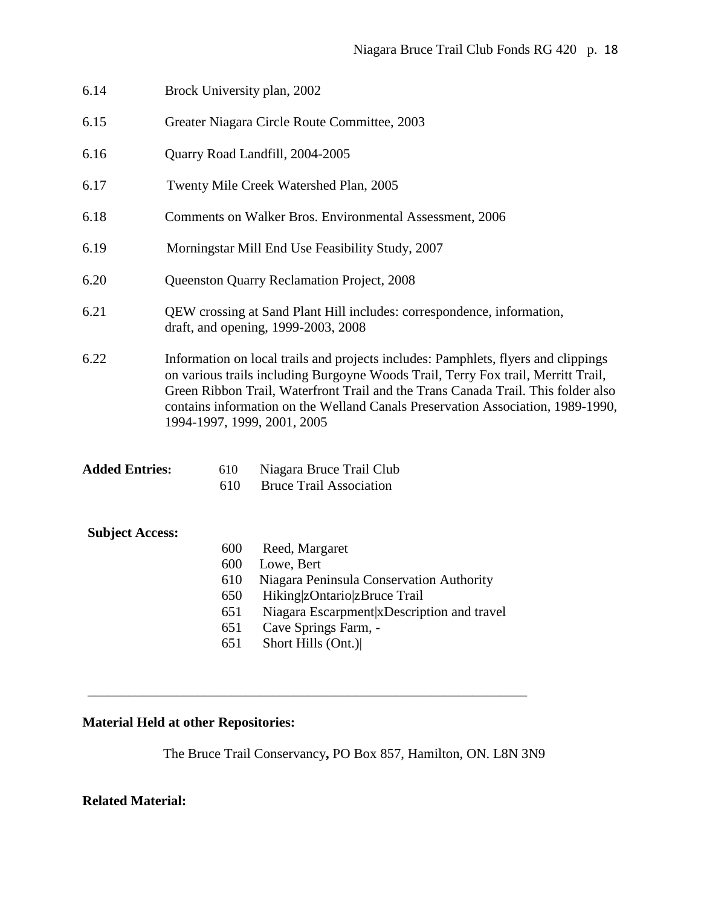6.14 Brock University plan, 2002

6.15 Greater Niagara Circle Route Committee, 2003

6.16 Quarry Road Landfill, 2004-2005

6.17 Twenty Mile Creek Watershed Plan, 2005

6.18 Comments on Walker Bros. Environmental Assessment, 2006

6.19 Morningstar Mill End Use Feasibility Study, 2007

6.20 Queenston Quarry Reclamation Project, 2008

6.21 QEW crossing at Sand Plant Hill includes: correspondence, information, draft, and opening, 1999-2003, 2008

6.22 Information on local trails and projects includes: Pamphlets, flyers and clippings on various trails including Burgoyne Woods Trail, Terry Fox trail, Merritt Trail, Green Ribbon Trail, Waterfront Trail and the Trans Canada Trail. This folder also contains information on the Welland Canals Preservation Association, 1989-1990, 1994-1997, 1999, 2001, 2005

**Added Entries:**

610 Niagara Bruce Trail Club
610 Bruce Trail Association

**Subject Access:**

600 Reed, Margaret
600 Lowe, Bert
610 Niagara Peninsula Conservation Authority
650 Hiking|zOntario|zBruce Trail
651 Niagara Escarpment|xDescription and travel
651 Cave Springs Farm, -
651 Short Hills (Ont.)|

---

**Material Held at other Repositories:**

The Bruce Trail Conservancy, PO Box 857, Hamilton, ON. L8N 3N9

**Related Material:**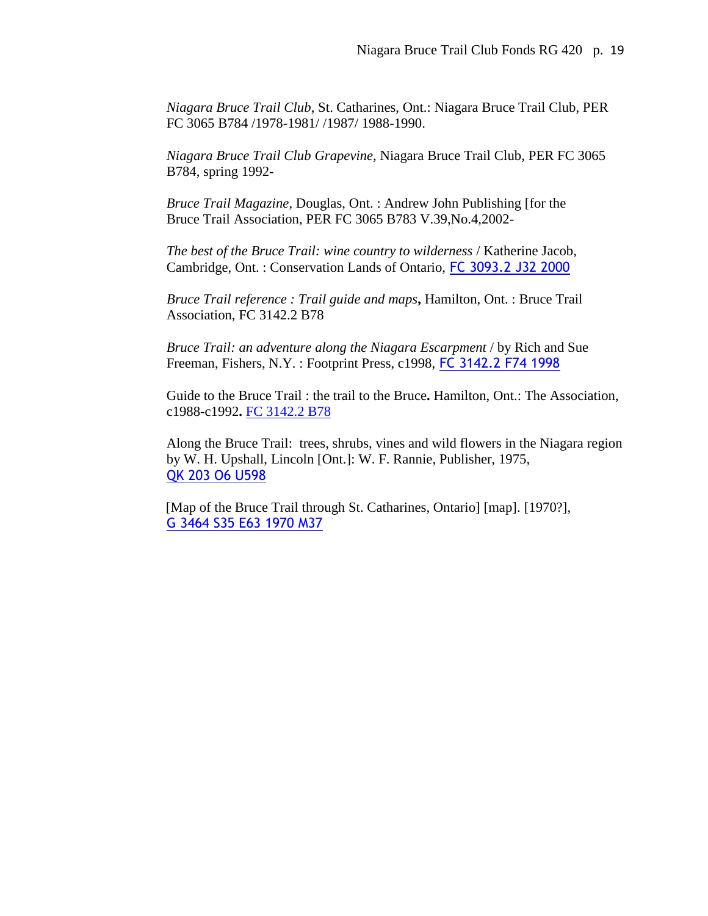*Niagara Bruce Trail Club*, St. Catharines, Ont.: Niagara Bruce Trail Club, PER FC 3065 B784 /1978-1981/ /1987/ 1988-1990.

*Niagara Bruce Trail Club Grapevine*, Niagara Bruce Trail Club, PER FC 3065 B784, spring 1992-

*Bruce Trail Magazine*, Douglas, Ont. : Andrew John Publishing [for the Bruce Trail Association, PER FC 3065 B783 V.39,No.4,2002-

*The best of the Bruce Trail: wine country to wilderness* / Katherine Jacob, Cambridge, Ont. : Conservation Lands of Ontario, FC 3093.2 J32 2000

*Bruce Trail reference : Trail guide and maps***,** Hamilton, Ont. : Bruce Trail Association, FC 3142.2 B78

*Bruce Trail: an adventure along the Niagara Escarpment* / by Rich and Sue Freeman, Fishers, N.Y. : Footprint Press, c1998, FC 3142.2 F74 1998

Guide to the Bruce Trail : the trail to the Bruce**.** Hamilton, Ont.: The Association, c1988-c1992**.** FC 3142.2 B78

Along the Bruce Trail: trees, shrubs, vines and wild flowers in the Niagara region by W. H. Upshall, Lincoln [Ont.]: W. F. Rannie, Publisher, 1975, QK 203 O6 U598

[Map of the Bruce Trail through St. Catharines, Ontario] [map]. [1970?], G 3464 S35 E63 1970 M37